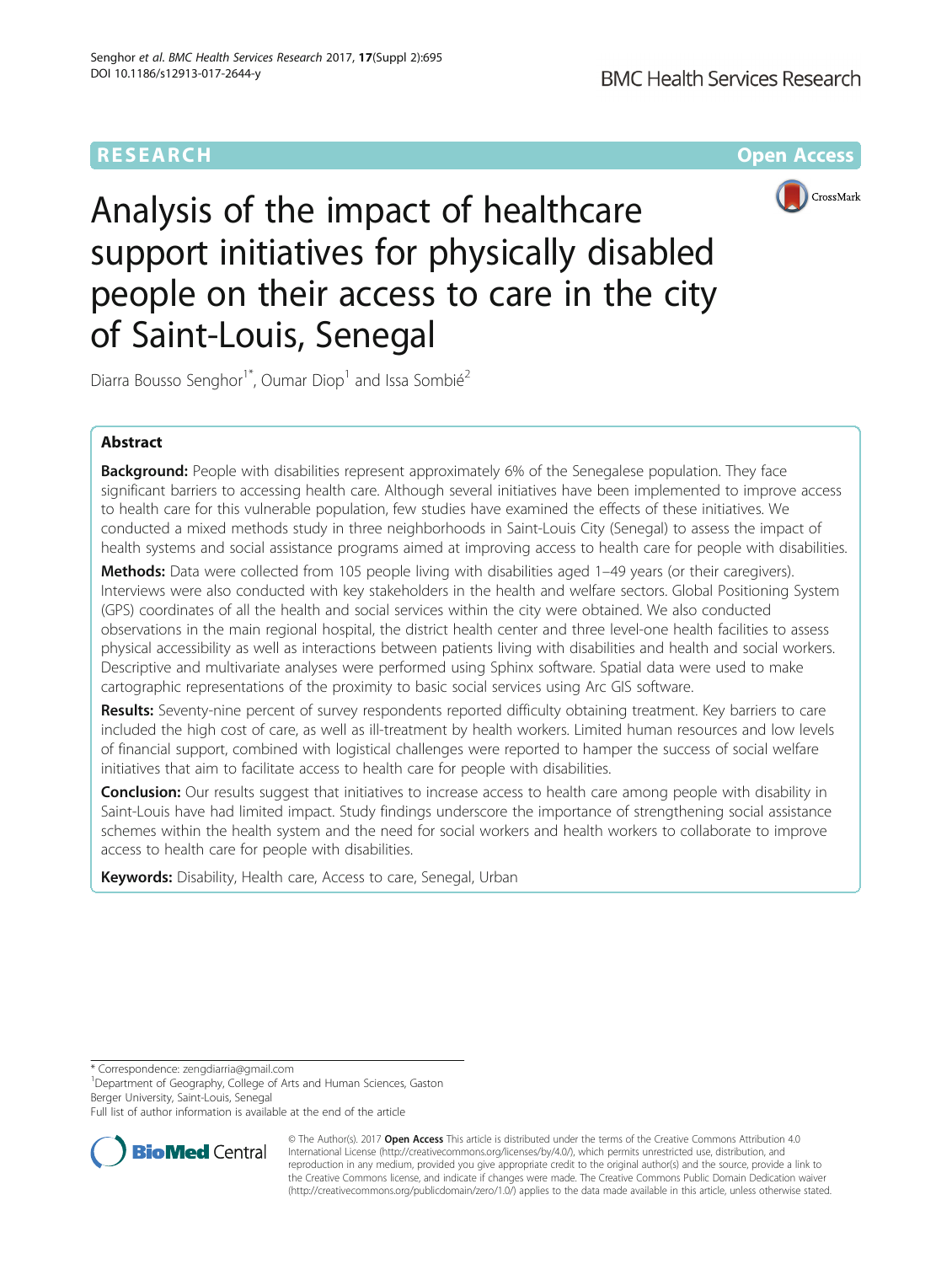RESEARCH Open Access

# Analysis of the impact of healthcare support initiatives for physically disabled people on their access to care in the city of Saint-Louis, Senegal

Diarra Bousso Senghor[1*], Oumar Diop[1] and Issa Sombié[2]

## Abstract

**Background:** People with disabilities represent approximately 6% of the Senegalese population. They face significant barriers to accessing health care. Although several initiatives have been implemented to improve access to health care for this vulnerable population, few studies have examined the effects of these initiatives. We conducted a mixed methods study in three neighborhoods in Saint-Louis City (Senegal) to assess the impact of health systems and social assistance programs aimed at improving access to health care for people with disabilities.

**Methods:** Data were collected from 105 people living with disabilities aged 1–49 years (or their caregivers). Interviews were also conducted with key stakeholders in the health and welfare sectors. Global Positioning System (GPS) coordinates of all the health and social services within the city were obtained. We also conducted observations in the main regional hospital, the district health center and three level-one health facilities to assess physical accessibility as well as interactions between patients living with disabilities and health and social workers. Descriptive and multivariate analyses were performed using Sphinx software. Spatial data were used to make cartographic representations of the proximity to basic social services using Arc GIS software.

**Results:** Seventy-nine percent of survey respondents reported difficulty obtaining treatment. Key barriers to care included the high cost of care, as well as ill-treatment by health workers. Limited human resources and low levels of financial support, combined with logistical challenges were reported to hamper the success of social welfare initiatives that aim to facilitate access to health care for people with disabilities.

**Conclusion:** Our results suggest that initiatives to increase access to health care among people with disability in Saint-Louis have had limited impact. Study findings underscore the importance of strengthening social assistance schemes within the health system and the need for social workers and health workers to collaborate to improve access to health care for people with disabilities.

**Keywords:** Disability, Health care, Access to care, Senegal, Urban

---

* Correspondence: zengdiarria@gmail.com
[1]Department of Geography, College of Arts and Human Sciences, Gaston Berger University, Saint-Louis, Senegal
Full list of author information is available at the end of the article

© The Author(s). 2017 **Open Access** This article is distributed under the terms of the Creative Commons Attribution 4.0 International License (http://creativecommons.org/licenses/by/4.0/), which permits unrestricted use, distribution, and reproduction in any medium, provided you give appropriate credit to the original author(s) and the source, provide a link to the Creative Commons license, and indicate if changes were made. The Creative Commons Public Domain Dedication waiver (http://creativecommons.org/publicdomain/zero/1.0/) applies to the data made available in this article, unless otherwise stated.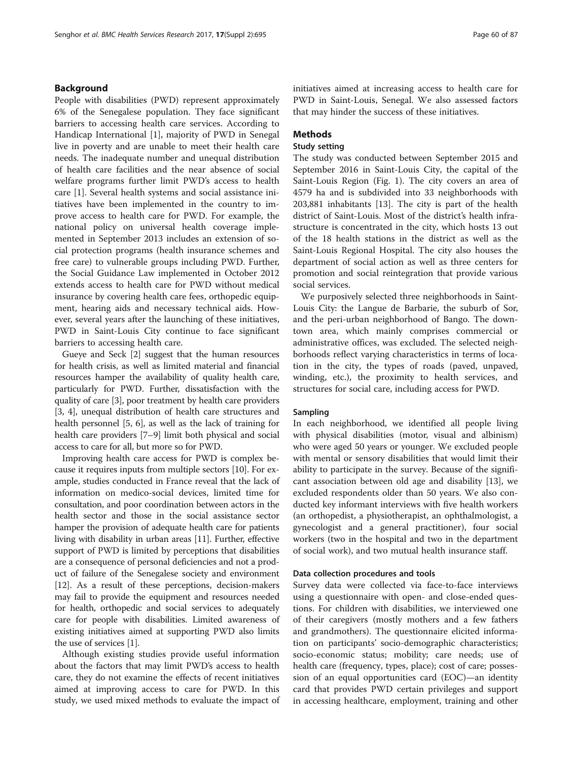## Background

People with disabilities (PWD) represent approximately 6% of the Senegalese population. They face significant barriers to accessing health care services. According to Handicap International [1], majority of PWD in Senegal live in poverty and are unable to meet their health care needs. The inadequate number and unequal distribution of health care facilities and the near absence of social welfare programs further limit PWD's access to health care [1]. Several health systems and social assistance initiatives have been implemented in the country to improve access to health care for PWD. For example, the national policy on universal health coverage implemented in September 2013 includes an extension of social protection programs (health insurance schemes and free care) to vulnerable groups including PWD. Further, the Social Guidance Law implemented in October 2012 extends access to health care for PWD without medical insurance by covering health care fees, orthopedic equipment, hearing aids and necessary technical aids. However, several years after the launching of these initiatives, PWD in Saint-Louis City continue to face significant barriers to accessing health care.

Gueye and Seck [2] suggest that the human resources for health crisis, as well as limited material and financial resources hamper the availability of quality health care, particularly for PWD. Further, dissatisfaction with the quality of care [3], poor treatment by health care providers [3, 4], unequal distribution of health care structures and health personnel [5, 6], as well as the lack of training for health care providers [7–9] limit both physical and social access to care for all, but more so for PWD.

Improving health care access for PWD is complex because it requires inputs from multiple sectors [10]. For example, studies conducted in France reveal that the lack of information on medico-social devices, limited time for consultation, and poor coordination between actors in the health sector and those in the social assistance sector hamper the provision of adequate health care for patients living with disability in urban areas [11]. Further, effective support of PWD is limited by perceptions that disabilities are a consequence of personal deficiencies and not a product of failure of the Senegalese society and environment [12]. As a result of these perceptions, decision-makers may fail to provide the equipment and resources needed for health, orthopedic and social services to adequately care for people with disabilities. Limited awareness of existing initiatives aimed at supporting PWD also limits the use of services [1].

Although existing studies provide useful information about the factors that may limit PWD's access to health care, they do not examine the effects of recent initiatives aimed at improving access to care for PWD. In this study, we used mixed methods to evaluate the impact of initiatives aimed at increasing access to health care for PWD in Saint-Louis, Senegal. We also assessed factors that may hinder the success of these initiatives.

## Methods

### Study setting

The study was conducted between September 2015 and September 2016 in Saint-Louis City, the capital of the Saint-Louis Region (Fig. 1). The city covers an area of 4579 ha and is subdivided into 33 neighborhoods with 203,881 inhabitants [13]. The city is part of the health district of Saint-Louis. Most of the district's health infrastructure is concentrated in the city, which hosts 13 out of the 18 health stations in the district as well as the Saint-Louis Regional Hospital. The city also houses the department of social action as well as three centers for promotion and social reintegration that provide various social services.

We purposively selected three neighborhoods in Saint-Louis City: the Langue de Barbarie, the suburb of Sor, and the peri-urban neighborhood of Bango. The downtown area, which mainly comprises commercial or administrative offices, was excluded. The selected neighborhoods reflect varying characteristics in terms of location in the city, the types of roads (paved, unpaved, winding, etc.), the proximity to health services, and structures for social care, including access for PWD.

### Sampling

In each neighborhood, we identified all people living with physical disabilities (motor, visual and albinism) who were aged 50 years or younger. We excluded people with mental or sensory disabilities that would limit their ability to participate in the survey. Because of the significant association between old age and disability [13], we excluded respondents older than 50 years. We also conducted key informant interviews with five health workers (an orthopedist, a physiotherapist, an ophthalmologist, a gynecologist and a general practitioner), four social workers (two in the hospital and two in the department of social work), and two mutual health insurance staff.

### Data collection procedures and tools

Survey data were collected via face-to-face interviews using a questionnaire with open- and close-ended questions. For children with disabilities, we interviewed one of their caregivers (mostly mothers and a few fathers and grandmothers). The questionnaire elicited information on participants' socio-demographic characteristics; socio-economic status; mobility; care needs; use of health care (frequency, types, place); cost of care; possession of an equal opportunities card (EOC)—an identity card that provides PWD certain privileges and support in accessing healthcare, employment, training and other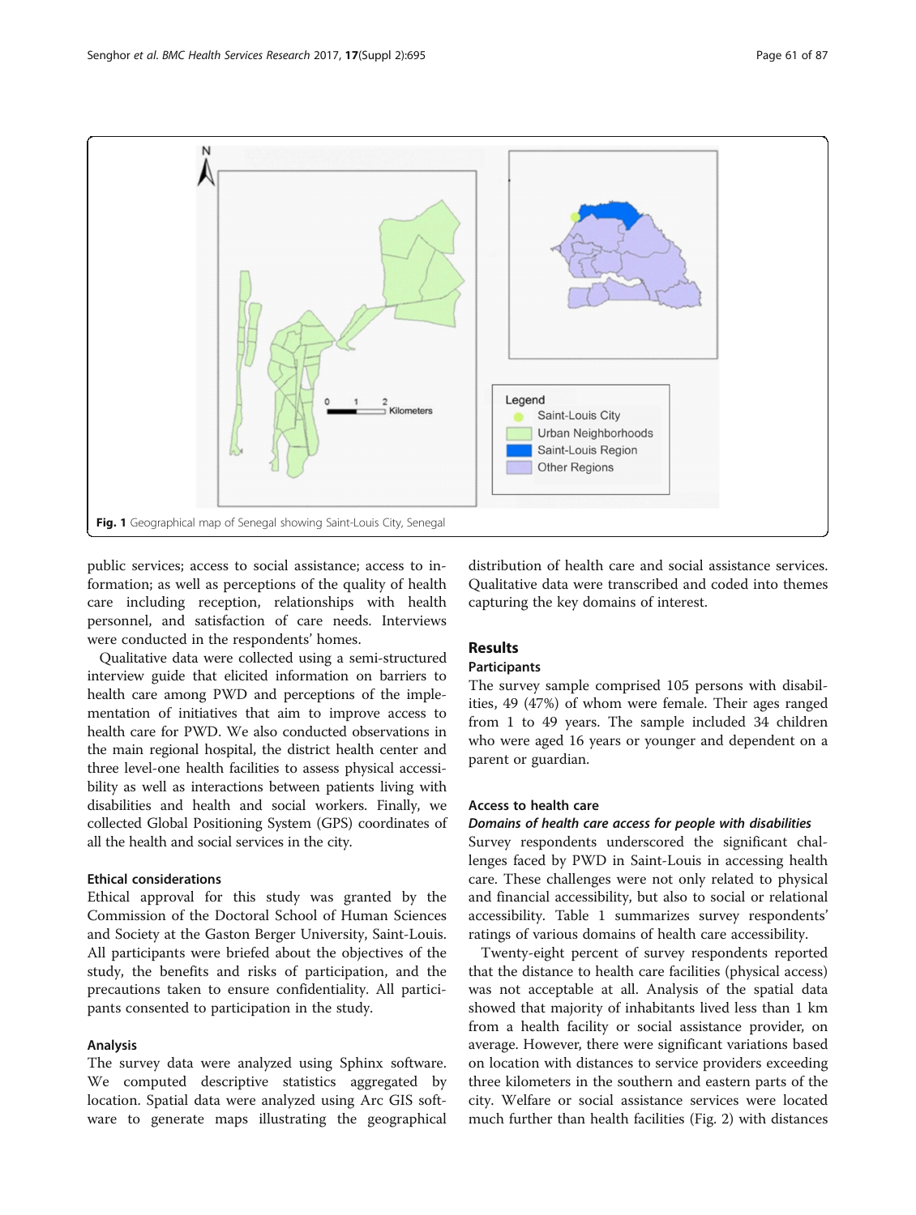Fig. 1 Geographical map of Senegal showing Saint-Louis City, Senegal

public services; access to social assistance; access to information; as well as perceptions of the quality of health care including reception, relationships with health personnel, and satisfaction of care needs. Interviews were conducted in the respondents' homes.

Qualitative data were collected using a semi-structured interview guide that elicited information on barriers to health care among PWD and perceptions of the implementation of initiatives that aim to improve access to health care for PWD. We also conducted observations in the main regional hospital, the district health center and three level-one health facilities to assess physical accessibility as well as interactions between patients living with disabilities and health and social workers. Finally, we collected Global Positioning System (GPS) coordinates of all the health and social services in the city.

### Ethical considerations

Ethical approval for this study was granted by the Commission of the Doctoral School of Human Sciences and Society at the Gaston Berger University, Saint-Louis. All participants were briefed about the objectives of the study, the benefits and risks of participation, and the precautions taken to ensure confidentiality. All participants consented to participation in the study.

### Analysis

The survey data were analyzed using Sphinx software. We computed descriptive statistics aggregated by location. Spatial data were analyzed using Arc GIS software to generate maps illustrating the geographical distribution of health care and social assistance services. Qualitative data were transcribed and coded into themes capturing the key domains of interest.

## Results

### Participants

The survey sample comprised 105 persons with disabilities, 49 (47%) of whom were female. Their ages ranged from 1 to 49 years. The sample included 34 children who were aged 16 years or younger and dependent on a parent or guardian.

### Access to health care

#### *Domains of health care access for people with disabilities*

Survey respondents underscored the significant challenges faced by PWD in Saint-Louis in accessing health care. These challenges were not only related to physical and financial accessibility, but also to social or relational accessibility. Table 1 summarizes survey respondents' ratings of various domains of health care accessibility.

Twenty-eight percent of survey respondents reported that the distance to health care facilities (physical access) was not acceptable at all. Analysis of the spatial data showed that majority of inhabitants lived less than 1 km from a health facility or social assistance provider, on average. However, there were significant variations based on location with distances to service providers exceeding three kilometers in the southern and eastern parts of the city. Welfare or social assistance services were located much further than health facilities (Fig. 2) with distances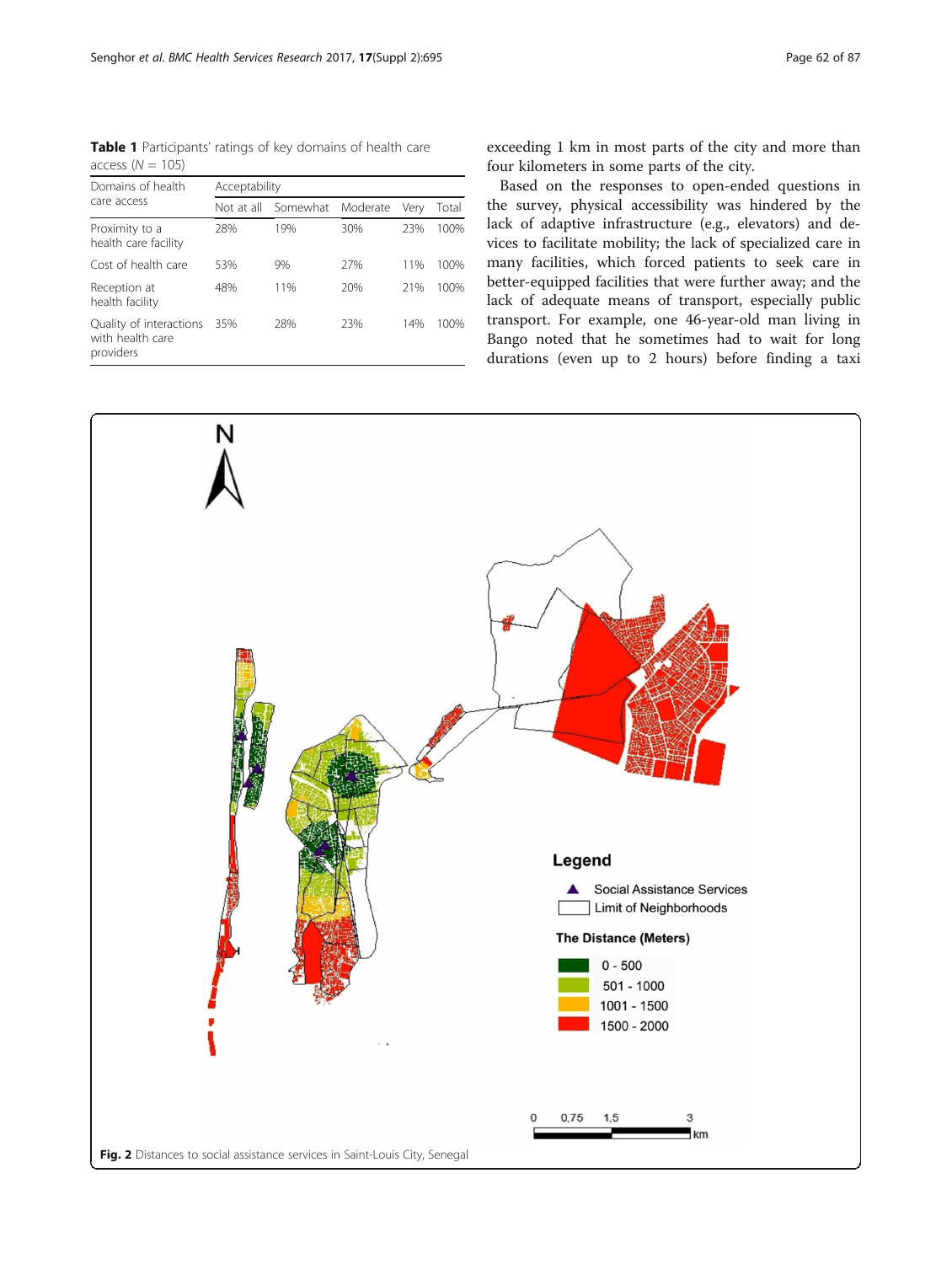**Table 1** Participants' ratings of key domains of health care access ($N$ = 105)

| Domains of health care access | Acceptability | | | | |
|---|---|---|---|---|---|
| | Not at all | Somewhat | Moderate | Very | Total |
| Proximity to a health care facility | 28% | 19% | 30% | 23% | 100% |
| Cost of health care | 53% | 9% | 27% | 11% | 100% |
| Reception at health facility | 48% | 11% | 20% | 21% | 100% |
| Quality of interactions with health care providers | 35% | 28% | 23% | 14% | 100% |

exceeding 1 km in most parts of the city and more than four kilometers in some parts of the city.

Based on the responses to open-ended questions in the survey, physical accessibility was hindered by the lack of adaptive infrastructure (e.g., elevators) and devices to facilitate mobility; the lack of specialized care in many facilities, which forced patients to seek care in better-equipped facilities that were further away; and the lack of adequate means of transport, especially public transport. For example, one 46-year-old man living in Bango noted that he sometimes had to wait for long durations (even up to 2 hours) before finding a taxi

**Fig. 2** Distances to social assistance services in Saint-Louis City, Senegal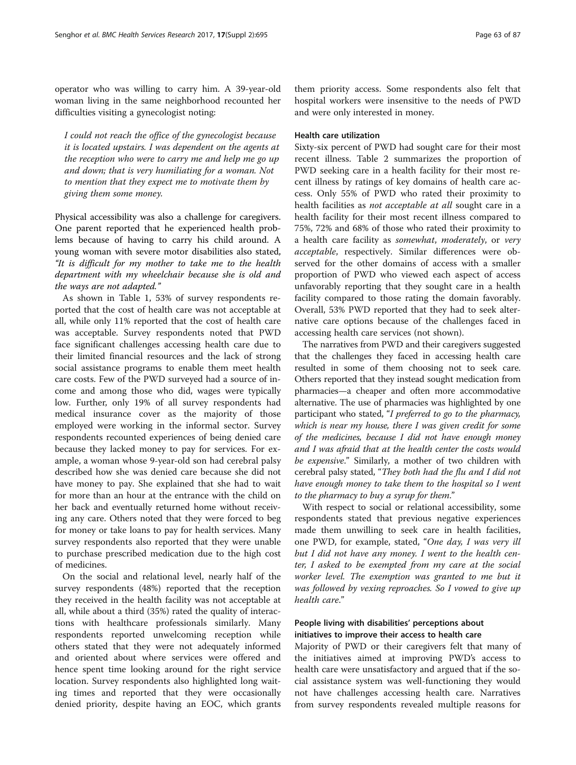operator who was willing to carry him. A 39-year-old woman living in the same neighborhood recounted her difficulties visiting a gynecologist noting:

> *I could not reach the office of the gynecologist because it is located upstairs. I was dependent on the agents at the reception who were to carry me and help me go up and down; that is very humiliating for a woman. Not to mention that they expect me to motivate them by giving them some money.*

Physical accessibility was also a challenge for caregivers. One parent reported that he experienced health problems because of having to carry his child around. A young woman with severe motor disabilities also stated, *"It is difficult for my mother to take me to the health department with my wheelchair because she is old and the ways are not adapted."*

As shown in Table 1, 53% of survey respondents reported that the cost of health care was not acceptable at all, while only 11% reported that the cost of health care was acceptable. Survey respondents noted that PWD face significant challenges accessing health care due to their limited financial resources and the lack of strong social assistance programs to enable them meet health care costs. Few of the PWD surveyed had a source of income and among those who did, wages were typically low. Further, only 19% of all survey respondents had medical insurance cover as the majority of those employed were working in the informal sector. Survey respondents recounted experiences of being denied care because they lacked money to pay for services. For example, a woman whose 9-year-old son had cerebral palsy described how she was denied care because she did not have money to pay. She explained that she had to wait for more than an hour at the entrance with the child on her back and eventually returned home without receiving any care. Others noted that they were forced to beg for money or take loans to pay for health services. Many survey respondents also reported that they were unable to purchase prescribed medication due to the high cost of medicines.

On the social and relational level, nearly half of the survey respondents (48%) reported that the reception they received in the health facility was not acceptable at all, while about a third (35%) rated the quality of interactions with healthcare professionals similarly. Many respondents reported unwelcoming reception while others stated that they were not adequately informed and oriented about where services were offered and hence spent time looking around for the right service location. Survey respondents also highlighted long waiting times and reported that they were occasionally denied priority, despite having an EOC, which grants them priority access. Some respondents also felt that hospital workers were insensitive to the needs of PWD and were only interested in money.

#### Health care utilization

Sixty-six percent of PWD had sought care for their most recent illness. Table 2 summarizes the proportion of PWD seeking care in a health facility for their most recent illness by ratings of key domains of health care access. Only 55% of PWD who rated their proximity to health facilities as *not acceptable at all* sought care in a health facility for their most recent illness compared to 75%, 72% and 68% of those who rated their proximity to a health care facility as *somewhat*, *moderately*, or *very acceptable*, respectively. Similar differences were observed for the other domains of access with a smaller proportion of PWD who viewed each aspect of access unfavorably reporting that they sought care in a health facility compared to those rating the domain favorably. Overall, 53% PWD reported that they had to seek alternative care options because of the challenges faced in accessing health care services (not shown).

The narratives from PWD and their caregivers suggested that the challenges they faced in accessing health care resulted in some of them choosing not to seek care. Others reported that they instead sought medication from pharmacies—a cheaper and often more accommodative alternative. The use of pharmacies was highlighted by one participant who stated, "*I preferred to go to the pharmacy, which is near my house, there I was given credit for some of the medicines, because I did not have enough money and I was afraid that at the health center the costs would be expensive*." Similarly, a mother of two children with cerebral palsy stated, "*They both had the flu and I did not have enough money to take them to the hospital so I went to the pharmacy to buy a syrup for them*."

With respect to social or relational accessibility, some respondents stated that previous negative experiences made them unwilling to seek care in health facilities, one PWD, for example, stated, "*One day, I was very ill but I did not have any money. I went to the health center, I asked to be exempted from my care at the social worker level. The exemption was granted to me but it was followed by vexing reproaches. So I vowed to give up health care*."

#### People living with disabilities' perceptions about initiatives to improve their access to health care

Majority of PWD or their caregivers felt that many of the initiatives aimed at improving PWD's access to health care were unsatisfactory and argued that if the social assistance system was well-functioning they would not have challenges accessing health care. Narratives from survey respondents revealed multiple reasons for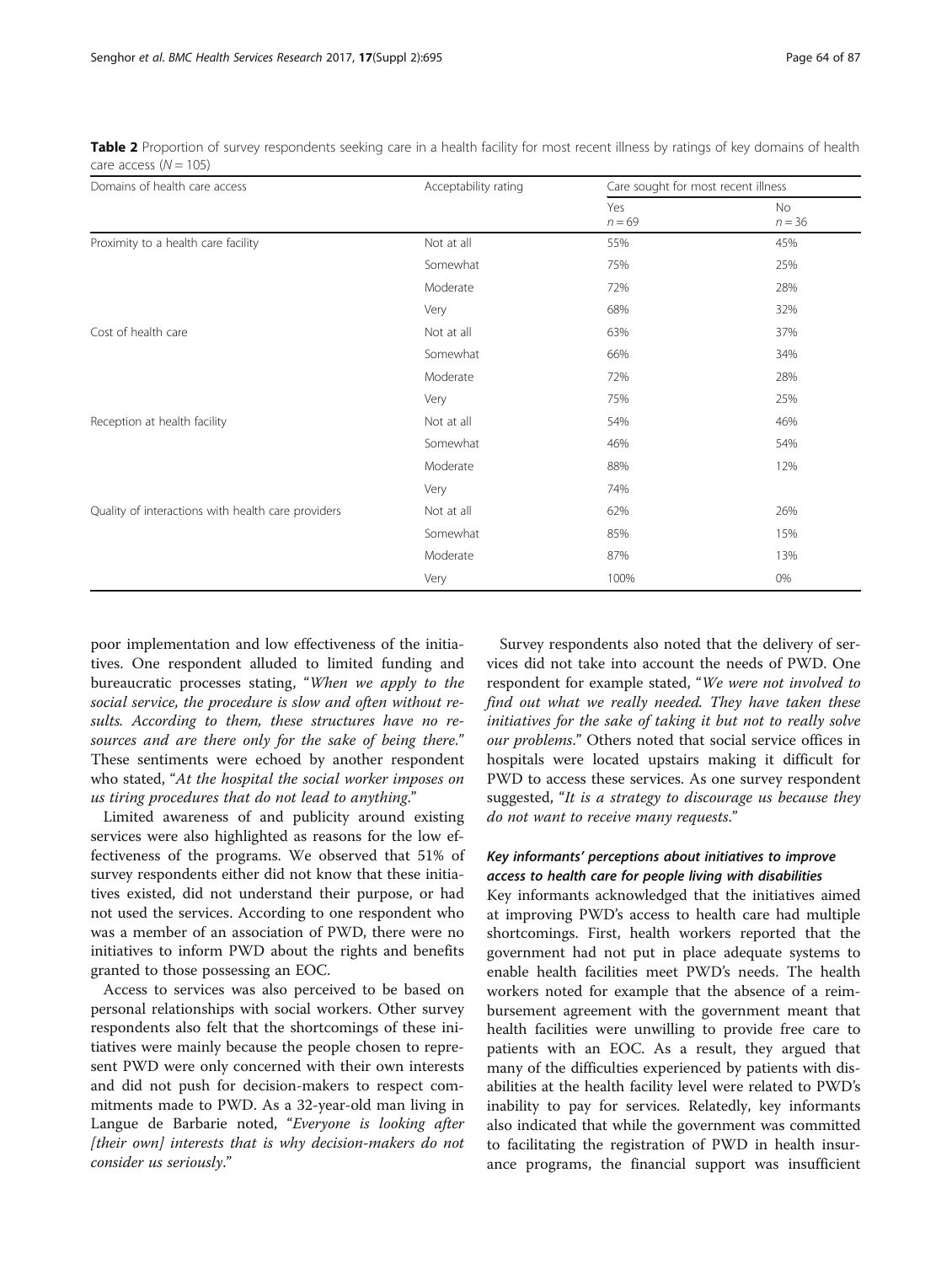**Table 2** Proportion of survey respondents seeking care in a health facility for most recent illness by ratings of key domains of health care access ($N = 105$)

| Domains of health care access | Acceptability rating | Care sought for most recent illness | |
|---|---|---|---|
| | | Yes $n = 69$ | No $n = 36$ |
| Proximity to a health care facility | Not at all | 55% | 45% |
| | Somewhat | 75% | 25% |
| | Moderate | 72% | 28% |
| | Very | 68% | 32% |
| Cost of health care | Not at all | 63% | 37% |
| | Somewhat | 66% | 34% |
| | Moderate | 72% | 28% |
| | Very | 75% | 25% |
| Reception at health facility | Not at all | 54% | 46% |
| | Somewhat | 46% | 54% |
| | Moderate | 88% | 12% |
| | Very | 74% | |
| Quality of interactions with health care providers | Not at all | 62% | 26% |
| | Somewhat | 85% | 15% |
| | Moderate | 87% | 13% |
| | Very | 100% | 0% |

poor implementation and low effectiveness of the initiatives. One respondent alluded to limited funding and bureaucratic processes stating, "*When we apply to the social service, the procedure is slow and often without results. According to them, these structures have no resources and are there only for the sake of being there*." These sentiments were echoed by another respondent who stated, "*At the hospital the social worker imposes on us tiring procedures that do not lead to anything*."

Limited awareness of and publicity around existing services were also highlighted as reasons for the low effectiveness of the programs. We observed that 51% of survey respondents either did not know that these initiatives existed, did not understand their purpose, or had not used the services. According to one respondent who was a member of an association of PWD, there were no initiatives to inform PWD about the rights and benefits granted to those possessing an EOC.

Access to services was also perceived to be based on personal relationships with social workers. Other survey respondents also felt that the shortcomings of these initiatives were mainly because the people chosen to represent PWD were only concerned with their own interests and did not push for decision-makers to respect commitments made to PWD. As a 32-year-old man living in Langue de Barbarie noted, "*Everyone is looking after [their own] interests that is why decision-makers do not consider us seriously*."

Survey respondents also noted that the delivery of services did not take into account the needs of PWD. One respondent for example stated, "*We were not involved to find out what we really needed. They have taken these initiatives for the sake of taking it but not to really solve our problems*." Others noted that social service offices in hospitals were located upstairs making it difficult for PWD to access these services. As one survey respondent suggested, "*It is a strategy to discourage us because they do not want to receive many requests*."

### *Key informants' perceptions about initiatives to improve access to health care for people living with disabilities*

Key informants acknowledged that the initiatives aimed at improving PWD's access to health care had multiple shortcomings. First, health workers reported that the government had not put in place adequate systems to enable health facilities meet PWD's needs. The health workers noted for example that the absence of a reimbursement agreement with the government meant that health facilities were unwilling to provide free care to patients with an EOC. As a result, they argued that many of the difficulties experienced by patients with disabilities at the health facility level were related to PWD's inability to pay for services. Relatedly, key informants also indicated that while the government was committed to facilitating the registration of PWD in health insurance programs, the financial support was insufficient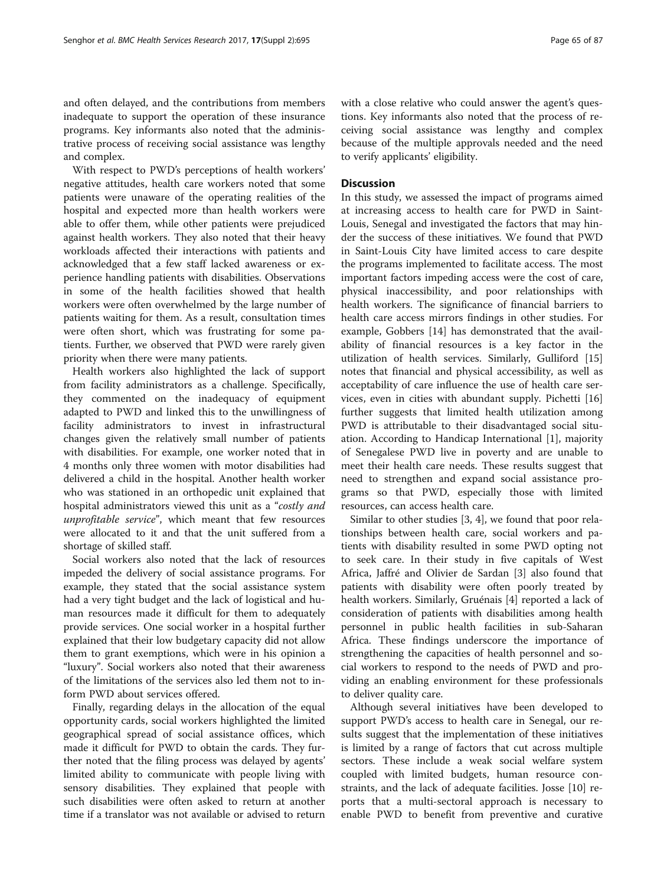and often delayed, and the contributions from members inadequate to support the operation of these insurance programs. Key informants also noted that the administrative process of receiving social assistance was lengthy and complex.

With respect to PWD's perceptions of health workers' negative attitudes, health care workers noted that some patients were unaware of the operating realities of the hospital and expected more than health workers were able to offer them, while other patients were prejudiced against health workers. They also noted that their heavy workloads affected their interactions with patients and acknowledged that a few staff lacked awareness or experience handling patients with disabilities. Observations in some of the health facilities showed that health workers were often overwhelmed by the large number of patients waiting for them. As a result, consultation times were often short, which was frustrating for some patients. Further, we observed that PWD were rarely given priority when there were many patients.

Health workers also highlighted the lack of support from facility administrators as a challenge. Specifically, they commented on the inadequacy of equipment adapted to PWD and linked this to the unwillingness of facility administrators to invest in infrastructural changes given the relatively small number of patients with disabilities. For example, one worker noted that in 4 months only three women with motor disabilities had delivered a child in the hospital. Another health worker who was stationed in an orthopedic unit explained that hospital administrators viewed this unit as a "*costly and unprofitable service*", which meant that few resources were allocated to it and that the unit suffered from a shortage of skilled staff.

Social workers also noted that the lack of resources impeded the delivery of social assistance programs. For example, they stated that the social assistance system had a very tight budget and the lack of logistical and human resources made it difficult for them to adequately provide services. One social worker in a hospital further explained that their low budgetary capacity did not allow them to grant exemptions, which were in his opinion a "luxury". Social workers also noted that their awareness of the limitations of the services also led them not to inform PWD about services offered.

Finally, regarding delays in the allocation of the equal opportunity cards, social workers highlighted the limited geographical spread of social assistance offices, which made it difficult for PWD to obtain the cards. They further noted that the filing process was delayed by agents' limited ability to communicate with people living with sensory disabilities. They explained that people with such disabilities were often asked to return at another time if a translator was not available or advised to return with a close relative who could answer the agent's questions. Key informants also noted that the process of receiving social assistance was lengthy and complex because of the multiple approvals needed and the need to verify applicants' eligibility.

## Discussion

In this study, we assessed the impact of programs aimed at increasing access to health care for PWD in Saint-Louis, Senegal and investigated the factors that may hinder the success of these initiatives. We found that PWD in Saint-Louis City have limited access to care despite the programs implemented to facilitate access. The most important factors impeding access were the cost of care, physical inaccessibility, and poor relationships with health workers. The significance of financial barriers to health care access mirrors findings in other studies. For example, Gobbers [14] has demonstrated that the availability of financial resources is a key factor in the utilization of health services. Similarly, Gulliford [15] notes that financial and physical accessibility, as well as acceptability of care influence the use of health care services, even in cities with abundant supply. Pichetti [16] further suggests that limited health utilization among PWD is attributable to their disadvantaged social situation. According to Handicap International [1], majority of Senegalese PWD live in poverty and are unable to meet their health care needs. These results suggest that need to strengthen and expand social assistance programs so that PWD, especially those with limited resources, can access health care.

Similar to other studies [3, 4], we found that poor relationships between health care, social workers and patients with disability resulted in some PWD opting not to seek care. In their study in five capitals of West Africa, Jaffré and Olivier de Sardan [3] also found that patients with disability were often poorly treated by health workers. Similarly, Gruénais [4] reported a lack of consideration of patients with disabilities among health personnel in public health facilities in sub-Saharan Africa. These findings underscore the importance of strengthening the capacities of health personnel and social workers to respond to the needs of PWD and providing an enabling environment for these professionals to deliver quality care.

Although several initiatives have been developed to support PWD's access to health care in Senegal, our results suggest that the implementation of these initiatives is limited by a range of factors that cut across multiple sectors. These include a weak social welfare system coupled with limited budgets, human resource constraints, and the lack of adequate facilities. Josse [10] reports that a multi-sectoral approach is necessary to enable PWD to benefit from preventive and curative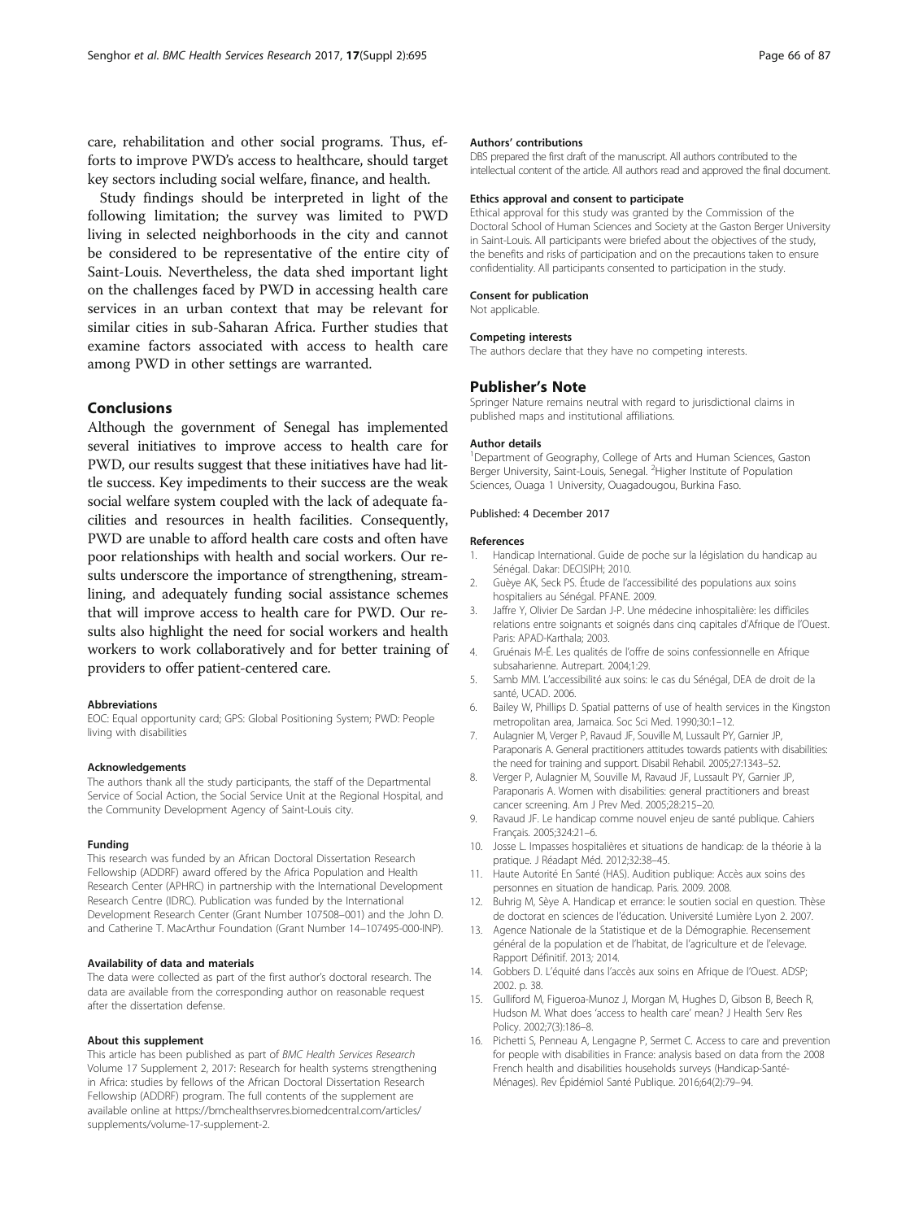care, rehabilitation and other social programs. Thus, efforts to improve PWD's access to healthcare, should target key sectors including social welfare, finance, and health.

Study findings should be interpreted in light of the following limitation; the survey was limited to PWD living in selected neighborhoods in the city and cannot be considered to be representative of the entire city of Saint-Louis. Nevertheless, the data shed important light on the challenges faced by PWD in accessing health care services in an urban context that may be relevant for similar cities in sub-Saharan Africa. Further studies that examine factors associated with access to health care among PWD in other settings are warranted.

## Conclusions

Although the government of Senegal has implemented several initiatives to improve access to health care for PWD, our results suggest that these initiatives have had little success. Key impediments to their success are the weak social welfare system coupled with the lack of adequate facilities and resources in health facilities. Consequently, PWD are unable to afford health care costs and often have poor relationships with health and social workers. Our results underscore the importance of strengthening, streamlining, and adequately funding social assistance schemes that will improve access to health care for PWD. Our results also highlight the need for social workers and health workers to work collaboratively and for better training of providers to offer patient-centered care.

#### Abbreviations

EOC: Equal opportunity card; GPS: Global Positioning System; PWD: People living with disabilities

#### Acknowledgements

The authors thank all the study participants, the staff of the Departmental Service of Social Action, the Social Service Unit at the Regional Hospital, and the Community Development Agency of Saint-Louis city.

#### Funding

This research was funded by an African Doctoral Dissertation Research Fellowship (ADDRF) award offered by the Africa Population and Health Research Center (APHRC) in partnership with the International Development Research Centre (IDRC). Publication was funded by the International Development Research Center (Grant Number 107508–001) and the John D. and Catherine T. MacArthur Foundation (Grant Number 14–107495-000-INP).

#### Availability of data and materials

The data were collected as part of the first author's doctoral research. The data are available from the corresponding author on reasonable request after the dissertation defense.

#### About this supplement

This article has been published as part of *BMC Health Services Research* Volume 17 Supplement 2, 2017: Research for health systems strengthening in Africa: studies by fellows of the African Doctoral Dissertation Research Fellowship (ADDRF) program. The full contents of the supplement are available online at https://bmchealthservres.biomedcentral.com/articles/supplements/volume-17-supplement-2.

#### Authors' contributions

DBS prepared the first draft of the manuscript. All authors contributed to the intellectual content of the article. All authors read and approved the final document.

#### Ethics approval and consent to participate

Ethical approval for this study was granted by the Commission of the Doctoral School of Human Sciences and Society at the Gaston Berger University in Saint-Louis. All participants were briefed about the objectives of the study, the benefits and risks of participation and on the precautions taken to ensure confidentiality. All participants consented to participation in the study.

#### Consent for publication

Not applicable.

#### Competing interests

The authors declare that they have no competing interests.

## Publisher's Note

Springer Nature remains neutral with regard to jurisdictional claims in published maps and institutional affiliations.

#### Author details

[1]Department of Geography, College of Arts and Human Sciences, Gaston Berger University, Saint-Louis, Senegal. [2]Higher Institute of Population Sciences, Ouaga 1 University, Ouagadougou, Burkina Faso.

Published: 4 December 2017

#### References

1. Handicap International. Guide de poche sur la législation du handicap au Sénégal. Dakar: DECISIPH; 2010.
2. Guèye AK, Seck PS. Étude de l'accessibilité des populations aux soins hospitaliers au Sénégal. PFANE. 2009.
3. Jaffre Y, Olivier De Sardan J-P. Une médecine inhospitalière: les difficiles relations entre soignants et soignés dans cinq capitales d'Afrique de l'Ouest. Paris: APAD-Karthala; 2003.
4. Gruénais M-É. Les qualités de l'offre de soins confessionnelle en Afrique subsaharienne. Autrepart. 2004;1:29.
5. Samb MM. L'accessibilité aux soins: le cas du Sénégal, DEA de droit de la santé, UCAD. 2006.
6. Bailey W, Phillips D. Spatial patterns of use of health services in the Kingston metropolitan area, Jamaica. Soc Sci Med. 1990;30:1–12.
7. Aulagnier M, Verger P, Ravaud JF, Souville M, Lussault PY, Garnier JP, Paraponaris A. General practitioners attitudes towards patients with disabilities: the need for training and support. Disabil Rehabil. 2005;27:1343–52.
8. Verger P, Aulagnier M, Souville M, Ravaud JF, Lussault PY, Garnier JP, Paraponaris A. Women with disabilities: general practitioners and breast cancer screening. Am J Prev Med. 2005;28:215–20.
9. Ravaud JF. Le handicap comme nouvel enjeu de santé publique. Cahiers Français. 2005;324:21–6.
10. Josse L. Impasses hospitalières et situations de handicap: de la théorie à la pratique. J Réadapt Méd. 2012;32:38–45.
11. Haute Autorité En Santé (HAS). Audition publique: Accès aux soins des personnes en situation de handicap. Paris. 2009. 2008.
12. Buhrig M, Sèye A. Handicap et errance: le soutien social en question. Thèse de doctorat en sciences de l'éducation. Université Lumière Lyon 2. 2007.
13. Agence Nationale de la Statistique et de la Démographie. Recensement général de la population et de l'habitat, de l'agriculture et de l'elevage. Rapport Définitif. 2013; 2014.
14. Gobbers D. L'équité dans l'accès aux soins en Afrique de l'Ouest. ADSP; 2002. p. 38.
15. Gulliford M, Figueroa-Munoz J, Morgan M, Hughes D, Gibson B, Beech R, Hudson M. What does 'access to health care' mean? J Health Serv Res Policy. 2002;7(3):186–8.
16. Pichetti S, Penneau A, Lengagne P, Sermet C. Access to care and prevention for people with disabilities in France: analysis based on data from the 2008 French health and disabilities households surveys (Handicap-Santé-Ménages). Rev Épidémiol Santé Publique. 2016;64(2):79–94.